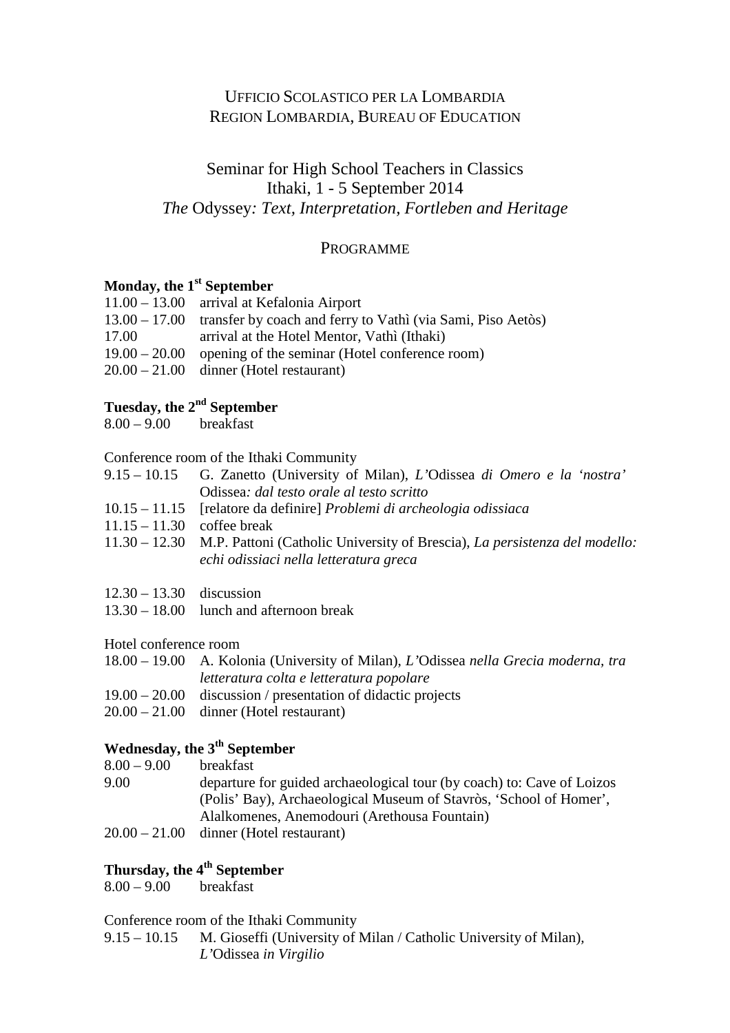UFFICIO SCOLASTICO PER LA LOMBARDIA
REGION LOMBARDIA, BUREAU OF EDUCATION

# Seminar for High School Teachers in Classics
Ithaki, 1 - 5 September 2014
*The* Odyssey*: Text, Interpretation, Fortleben and Heritage*

## PROGRAMME

### Monday, the 1st September

11.00 – 13.00 arrival at Kefalonia Airport
13.00 – 17.00 transfer by coach and ferry to Vathì (via Sami, Piso Aetòs)
17.00 arrival at the Hotel Mentor, Vathì (Ithaki)
19.00 – 20.00 opening of the seminar (Hotel conference room)
20.00 – 21.00 dinner (Hotel restaurant)

### Tuesday, the 2nd September

8.00 – 9.00 breakfast

Conference room of the Ithaki Community

9.15 – 10.15 G. Zanetto (University of Milan), *L'*Odissea *di Omero e la 'nostra'* Odissea*: dal testo orale al testo scritto*
10.15 – 11.15 [relatore da definire] *Problemi di archeologia odissiaca*
11.15 – 11.30 coffee break
11.30 – 12.30 M.P. Pattoni (Catholic University of Brescia), *La persistenza del modello: echi odissiaci nella letteratura greca*

12.30 – 13.30 discussion
13.30 – 18.00 lunch and afternoon break

Hotel conference room

18.00 – 19.00 A. Kolonia (University of Milan), *L'*Odissea *nella Grecia moderna, tra letteratura colta e letteratura popolare*
19.00 – 20.00 discussion / presentation of didactic projects
20.00 – 21.00 dinner (Hotel restaurant)

### Wednesday, the 3th September

8.00 – 9.00 breakfast
9.00 departure for guided archaeological tour (by coach) to: Cave of Loizos (Polis' Bay), Archaeological Museum of Stavròs, 'School of Homer', Alalkomenes, Anemodouri (Arethousa Fountain)
20.00 – 21.00 dinner (Hotel restaurant)

### Thursday, the 4th September

8.00 – 9.00 breakfast

Conference room of the Ithaki Community

9.15 – 10.15 M. Gioseffi (University of Milan / Catholic University of Milan), *L'*Odissea *in Virgilio*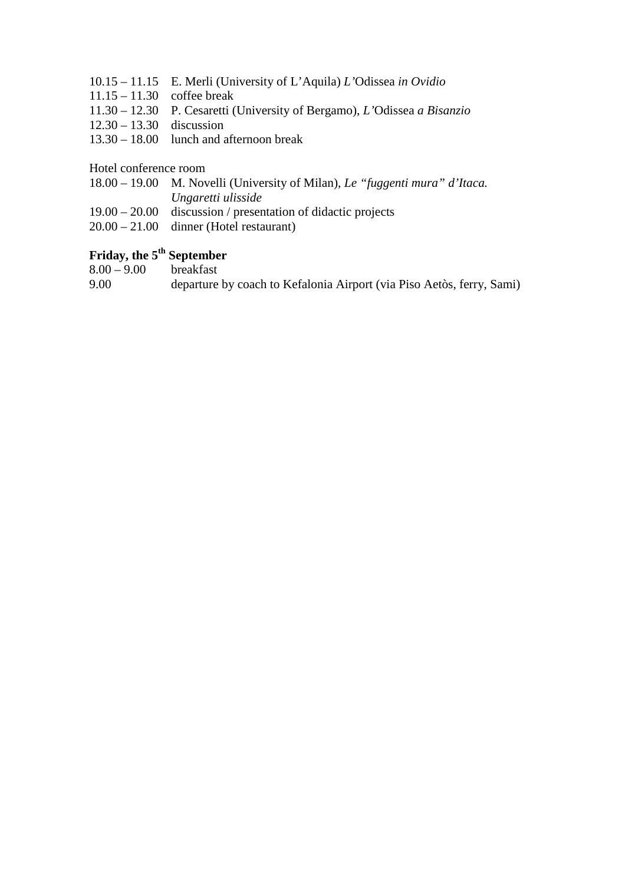| | |
|---|---|
| 10.15 – 11.15 | E. Merli (University of L'Aquila) *L'*Odissea *in Ovidio* |
| 11.15 – 11.30 | coffee break |
| 11.30 – 12.30 | P. Cesaretti (University of Bergamo), *L'*Odissea *a Bisanzio* |
| 12.30 – 13.30 | discussion |
| 13.30 – 18.00 | lunch and afternoon break |

Hotel conference room

| | |
|---|---|
| 18.00 – 19.00 | M. Novelli (University of Milan), *Le "fuggenti mura" d'Itaca. Ungaretti ulisside* |
| 19.00 – 20.00 | discussion / presentation of didactic projects |
| 20.00 – 21.00 | dinner (Hotel restaurant) |

**Friday, the 5th September**

| | |
|---|---|
| 8.00 – 9.00 | breakfast |
| 9.00 | departure by coach to Kefalonia Airport (via Piso Aetòs, ferry, Sami) |